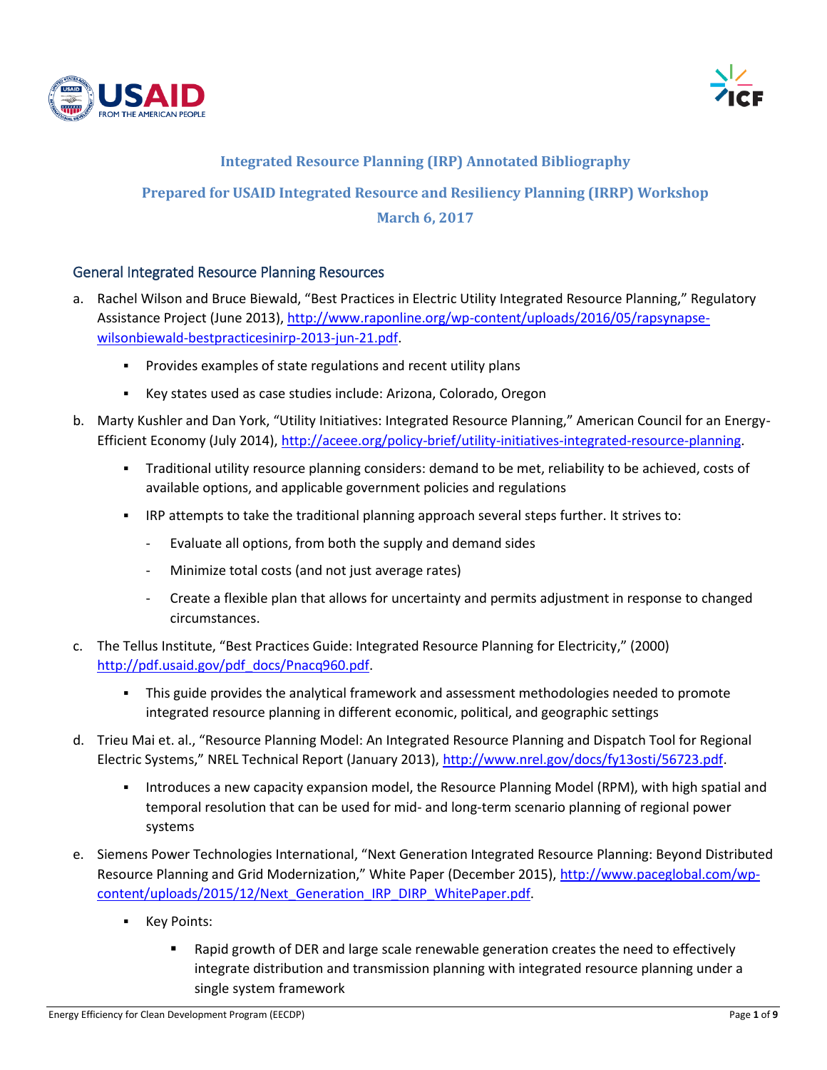# Integrated Resource Planning (IRP) Annotated Bibliography

## Prepared for USAID Integrated Resource and Resiliency Planning (IRRP) Workshop

## March 6, 2017

## General Integrated Resource Planning Resources

a. Rachel Wilson and Bruce Biewald, "Best Practices in Electric Utility Integrated Resource Planning," Regulatory Assistance Project (June 2013), http://www.raponline.org/wp-content/uploads/2016/05/rapsynapse-wilsonbiewald-bestpracticesinirp-2013-jun-21.pdf.

- Provides examples of state regulations and recent utility plans
- Key states used as case studies include: Arizona, Colorado, Oregon

b. Marty Kushler and Dan York, "Utility Initiatives: Integrated Resource Planning," American Council for an Energy-Efficient Economy (July 2014), http://aceee.org/policy-brief/utility-initiatives-integrated-resource-planning.

- Traditional utility resource planning considers: demand to be met, reliability to be achieved, costs of available options, and applicable government policies and regulations
- IRP attempts to take the traditional planning approach several steps further. It strives to:
  - Evaluate all options, from both the supply and demand sides
  - Minimize total costs (and not just average rates)
  - Create a flexible plan that allows for uncertainty and permits adjustment in response to changed circumstances.

c. The Tellus Institute, "Best Practices Guide: Integrated Resource Planning for Electricity," (2000) http://pdf.usaid.gov/pdf_docs/Pnacq960.pdf.

- This guide provides the analytical framework and assessment methodologies needed to promote integrated resource planning in different economic, political, and geographic settings

d. Trieu Mai et. al., "Resource Planning Model: An Integrated Resource Planning and Dispatch Tool for Regional Electric Systems," NREL Technical Report (January 2013), http://www.nrel.gov/docs/fy13osti/56723.pdf.

- Introduces a new capacity expansion model, the Resource Planning Model (RPM), with high spatial and temporal resolution that can be used for mid- and long-term scenario planning of regional power systems

e. Siemens Power Technologies International, "Next Generation Integrated Resource Planning: Beyond Distributed Resource Planning and Grid Modernization," White Paper (December 2015), http://www.paceglobal.com/wp-content/uploads/2015/12/Next_Generation_IRP_DIRP_WhitePaper.pdf.

- Key Points:
  - Rapid growth of DER and large scale renewable generation creates the need to effectively integrate distribution and transmission planning with integrated resource planning under a single system framework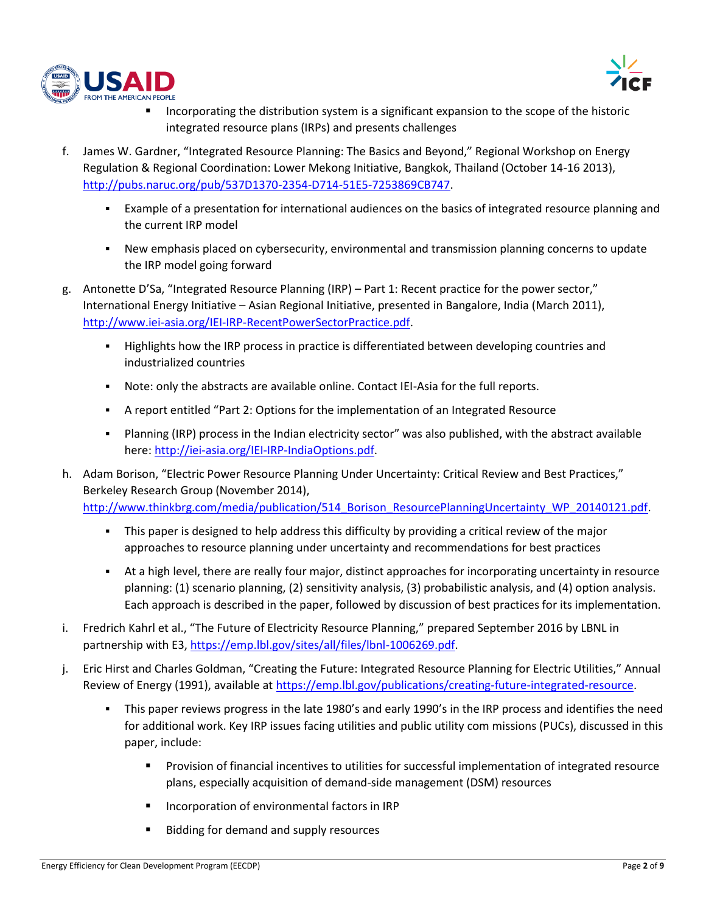- Incorporating the distribution system is a significant expansion to the scope of the historic integrated resource plans (IRPs) and presents challenges

f. James W. Gardner, "Integrated Resource Planning: The Basics and Beyond," Regional Workshop on Energy Regulation & Regional Coordination: Lower Mekong Initiative, Bangkok, Thailand (October 14-16 2013), http://pubs.naruc.org/pub/537D1370-2354-D714-51E5-7253869CB747.

   - Example of a presentation for international audiences on the basics of integrated resource planning and the current IRP model
   - New emphasis placed on cybersecurity, environmental and transmission planning concerns to update the IRP model going forward

g. Antonette D'Sa, "Integrated Resource Planning (IRP) – Part 1: Recent practice for the power sector," International Energy Initiative – Asian Regional Initiative, presented in Bangalore, India (March 2011), http://www.iei-asia.org/IEI-IRP-RecentPowerSectorPractice.pdf.

   - Highlights how the IRP process in practice is differentiated between developing countries and industrialized countries
   - Note: only the abstracts are available online. Contact IEI-Asia for the full reports.
   - A report entitled "Part 2: Options for the implementation of an Integrated Resource
   - Planning (IRP) process in the Indian electricity sector" was also published, with the abstract available here: http://iei-asia.org/IEI-IRP-IndiaOptions.pdf.

h. Adam Borison, "Electric Power Resource Planning Under Uncertainty: Critical Review and Best Practices," Berkeley Research Group (November 2014), http://www.thinkbrg.com/media/publication/514_Borison_ResourcePlanningUncertainty_WP_20140121.pdf.

   - This paper is designed to help address this difficulty by providing a critical review of the major approaches to resource planning under uncertainty and recommendations for best practices
   - At a high level, there are really four major, distinct approaches for incorporating uncertainty in resource planning: (1) scenario planning, (2) sensitivity analysis, (3) probabilistic analysis, and (4) option analysis. Each approach is described in the paper, followed by discussion of best practices for its implementation.

i. Fredrich Kahrl et al., "The Future of Electricity Resource Planning," prepared September 2016 by LBNL in partnership with E3, https://emp.lbl.gov/sites/all/files/lbnl-1006269.pdf.

j. Eric Hirst and Charles Goldman, "Creating the Future: Integrated Resource Planning for Electric Utilities," Annual Review of Energy (1991), available at https://emp.lbl.gov/publications/creating-future-integrated-resource.

   - This paper reviews progress in the late 1980's and early 1990's in the IRP process and identifies the need for additional work. Key IRP issues facing utilities and public utility com missions (PUCs), discussed in this paper, include:
     - Provision of financial incentives to utilities for successful implementation of integrated resource plans, especially acquisition of demand-side management (DSM) resources
     - Incorporation of environmental factors in IRP
     - Bidding for demand and supply resources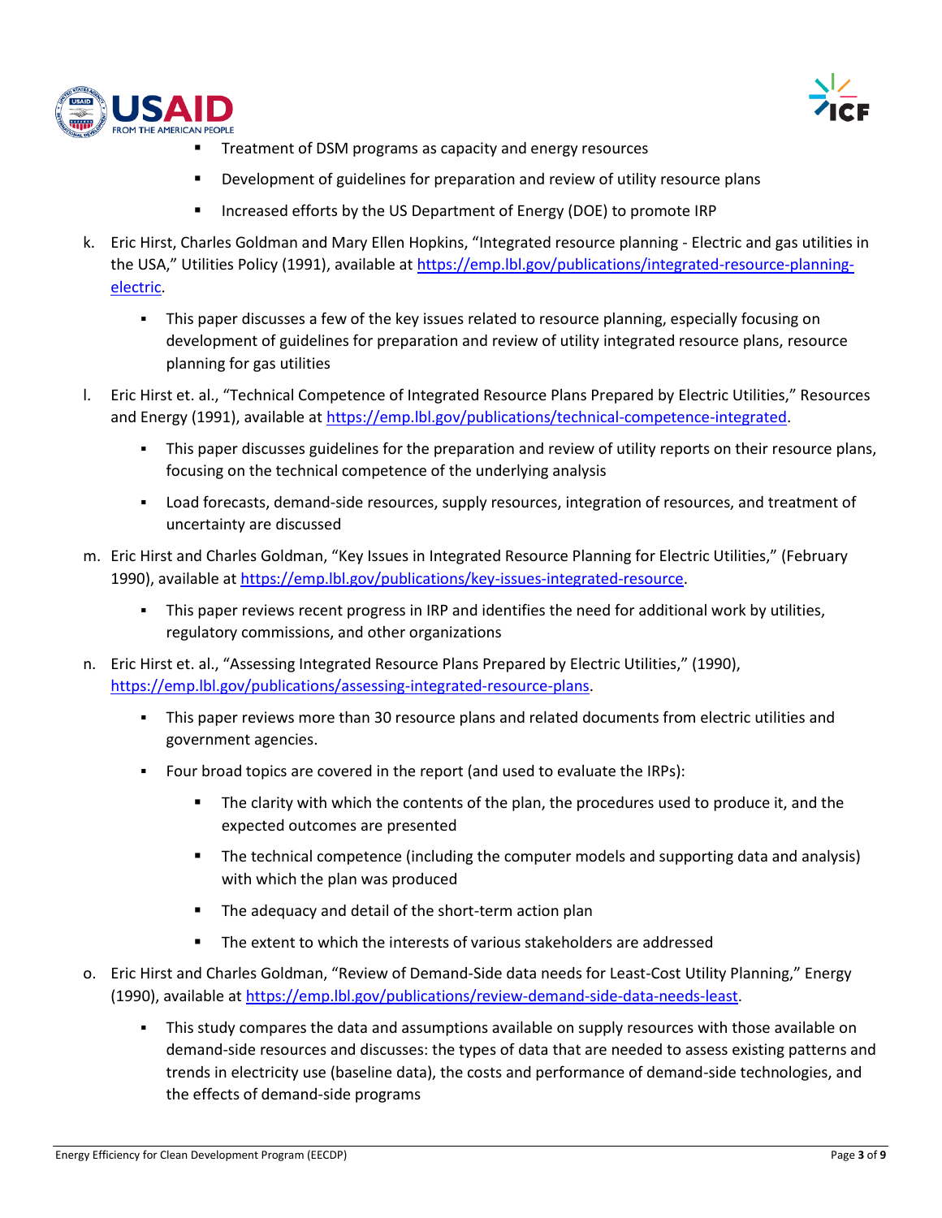- Treatment of DSM programs as capacity and energy resources
    - Development of guidelines for preparation and review of utility resource plans
    - Increased efforts by the US Department of Energy (DOE) to promote IRP

k. Eric Hirst, Charles Goldman and Mary Ellen Hopkins, "Integrated resource planning - Electric and gas utilities in the USA," Utilities Policy (1991), available at [https://emp.lbl.gov/publications/integrated-resource-planning-electric](https://emp.lbl.gov/publications/integrated-resource-planning-electric).

    - This paper discusses a few of the key issues related to resource planning, especially focusing on development of guidelines for preparation and review of utility integrated resource plans, resource planning for gas utilities

l. Eric Hirst et. al., "Technical Competence of Integrated Resource Plans Prepared by Electric Utilities," Resources and Energy (1991), available at [https://emp.lbl.gov/publications/technical-competence-integrated](https://emp.lbl.gov/publications/technical-competence-integrated).

    - This paper discusses guidelines for the preparation and review of utility reports on their resource plans, focusing on the technical competence of the underlying analysis
    - Load forecasts, demand-side resources, supply resources, integration of resources, and treatment of uncertainty are discussed

m. Eric Hirst and Charles Goldman, "Key Issues in Integrated Resource Planning for Electric Utilities," (February 1990), available at [https://emp.lbl.gov/publications/key-issues-integrated-resource](https://emp.lbl.gov/publications/key-issues-integrated-resource).

    - This paper reviews recent progress in IRP and identifies the need for additional work by utilities, regulatory commissions, and other organizations

n. Eric Hirst et. al., "Assessing Integrated Resource Plans Prepared by Electric Utilities," (1990), [https://emp.lbl.gov/publications/assessing-integrated-resource-plans](https://emp.lbl.gov/publications/assessing-integrated-resource-plans).

    - This paper reviews more than 30 resource plans and related documents from electric utilities and government agencies.
    - Four broad topics are covered in the report (and used to evaluate the IRPs):
        - The clarity with which the contents of the plan, the procedures used to produce it, and the expected outcomes are presented
        - The technical competence (including the computer models and supporting data and analysis) with which the plan was produced
        - The adequacy and detail of the short-term action plan
        - The extent to which the interests of various stakeholders are addressed

o. Eric Hirst and Charles Goldman, "Review of Demand-Side data needs for Least-Cost Utility Planning," Energy (1990), available at [https://emp.lbl.gov/publications/review-demand-side-data-needs-least](https://emp.lbl.gov/publications/review-demand-side-data-needs-least).

    - This study compares the data and assumptions available on supply resources with those available on demand-side resources and discusses: the types of data that are needed to assess existing patterns and trends in electricity use (baseline data), the costs and performance of demand-side technologies, and the effects of demand-side programs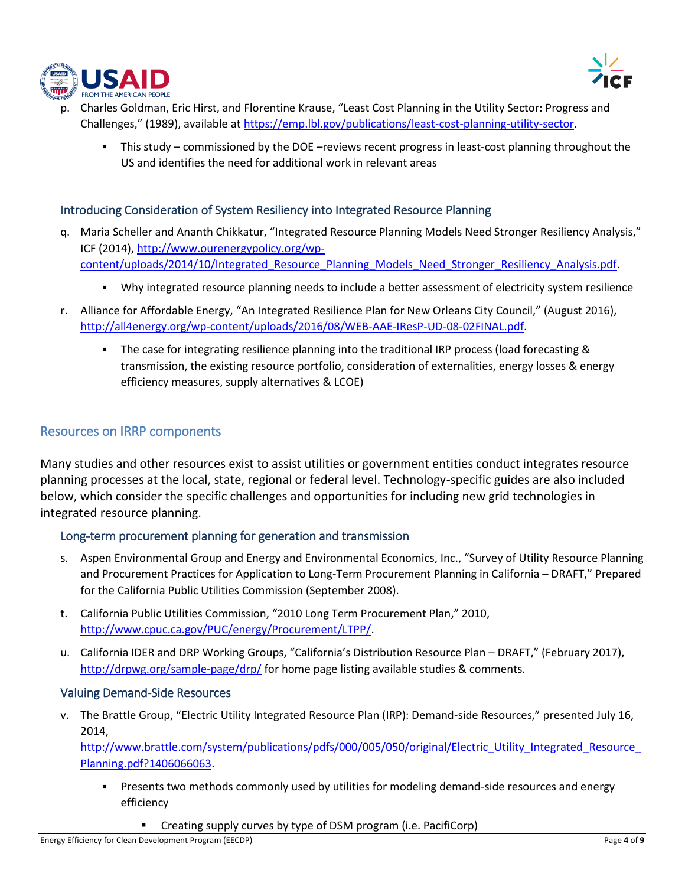p. Charles Goldman, Eric Hirst, and Florentine Krause, "Least Cost Planning in the Utility Sector: Progress and Challenges," (1989), available at [https://emp.lbl.gov/publications/least-cost-planning-utility-sector](https://emp.lbl.gov/publications/least-cost-planning-utility-sector).

- This study – commissioned by the DOE –reviews recent progress in least-cost planning throughout the US and identifies the need for additional work in relevant areas

### Introducing Consideration of System Resiliency into Integrated Resource Planning

q. Maria Scheller and Ananth Chikkatur, "Integrated Resource Planning Models Need Stronger Resiliency Analysis," ICF (2014), [http://www.ourenergypolicy.org/wp-content/uploads/2014/10/Integrated_Resource_Planning_Models_Need_Stronger_Resiliency_Analysis.pdf](http://www.ourenergypolicy.org/wp-content/uploads/2014/10/Integrated_Resource_Planning_Models_Need_Stronger_Resiliency_Analysis.pdf).

- Why integrated resource planning needs to include a better assessment of electricity system resilience

r. Alliance for Affordable Energy, "An Integrated Resilience Plan for New Orleans City Council," (August 2016), [http://all4energy.org/wp-content/uploads/2016/08/WEB-AAE-IResP-UD-08-02FINAL.pdf](http://all4energy.org/wp-content/uploads/2016/08/WEB-AAE-IResP-UD-08-02FINAL.pdf).

- The case for integrating resilience planning into the traditional IRP process (load forecasting & transmission, the existing resource portfolio, consideration of externalities, energy losses & energy efficiency measures, supply alternatives & LCOE)

## Resources on IRRP components

Many studies and other resources exist to assist utilities or government entities conduct integrates resource planning processes at the local, state, regional or federal level. Technology-specific guides are also included below, which consider the specific challenges and opportunities for including new grid technologies in integrated resource planning.

### Long-term procurement planning for generation and transmission

s. Aspen Environmental Group and Energy and Environmental Economics, Inc., "Survey of Utility Resource Planning and Procurement Practices for Application to Long-Term Procurement Planning in California – DRAFT," Prepared for the California Public Utilities Commission (September 2008).

t. California Public Utilities Commission, "2010 Long Term Procurement Plan," 2010, [http://www.cpuc.ca.gov/PUC/energy/Procurement/LTPP/](http://www.cpuc.ca.gov/PUC/energy/Procurement/LTPP/).

u. California IDER and DRP Working Groups, "California's Distribution Resource Plan – DRAFT," (February 2017), [http://drpwg.org/sample-page/drp/](http://drpwg.org/sample-page/drp/) for home page listing available studies & comments.

### Valuing Demand-Side Resources

v. The Brattle Group, "Electric Utility Integrated Resource Plan (IRP): Demand-side Resources," presented July 16, 2014, [http://www.brattle.com/system/publications/pdfs/000/005/050/original/Electric_Utility_Integrated_Resource_Planning.pdf?1406066063](http://www.brattle.com/system/publications/pdfs/000/005/050/original/Electric_Utility_Integrated_Resource_Planning.pdf?1406066063).

- Presents two methods commonly used by utilities for modeling demand-side resources and energy efficiency
  - Creating supply curves by type of DSM program (i.e. PacifiCorp)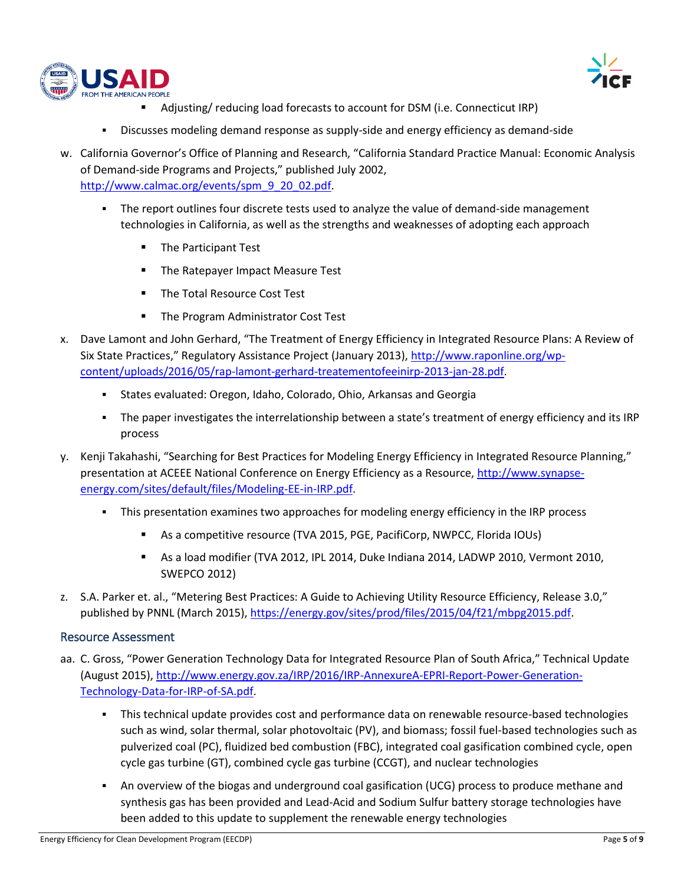- Adjusting/ reducing load forecasts to account for DSM (i.e. Connecticut IRP)
    - Discusses modeling demand response as supply-side and energy efficiency as demand-side

w. California Governor's Office of Planning and Research, "California Standard Practice Manual: Economic Analysis of Demand-side Programs and Projects," published July 2002, http://www.calmac.org/events/spm_9_20_02.pdf.
    - The report outlines four discrete tests used to analyze the value of demand-side management technologies in California, as well as the strengths and weaknesses of adopting each approach
        - The Participant Test
        - The Ratepayer Impact Measure Test
        - The Total Resource Cost Test
        - The Program Administrator Cost Test

x. Dave Lamont and John Gerhard, "The Treatment of Energy Efficiency in Integrated Resource Plans: A Review of Six State Practices," Regulatory Assistance Project (January 2013), http://www.raponline.org/wp-content/uploads/2016/05/rap-lamont-gerhard-treatementofeeinirp-2013-jan-28.pdf.
    - States evaluated: Oregon, Idaho, Colorado, Ohio, Arkansas and Georgia
    - The paper investigates the interrelationship between a state's treatment of energy efficiency and its IRP process

y. Kenji Takahashi, "Searching for Best Practices for Modeling Energy Efficiency in Integrated Resource Planning," presentation at ACEEE National Conference on Energy Efficiency as a Resource, http://www.synapse-energy.com/sites/default/files/Modeling-EE-in-IRP.pdf.
    - This presentation examines two approaches for modeling energy efficiency in the IRP process
        - As a competitive resource (TVA 2015, PGE, PacifiCorp, NWPCC, Florida IOUs)
        - As a load modifier (TVA 2012, IPL 2014, Duke Indiana 2014, LADWP 2010, Vermont 2010, SWEPCO 2012)

z. S.A. Parker et. al., "Metering Best Practices: A Guide to Achieving Utility Resource Efficiency, Release 3.0," published by PNNL (March 2015), https://energy.gov/sites/prod/files/2015/04/f21/mbpg2015.pdf.

## Resource Assessment

aa. C. Gross, "Power Generation Technology Data for Integrated Resource Plan of South Africa," Technical Update (August 2015), http://www.energy.gov.za/IRP/2016/IRP-AnnexureA-EPRI-Report-Power-Generation-Technology-Data-for-IRP-of-SA.pdf.
    - This technical update provides cost and performance data on renewable resource-based technologies such as wind, solar thermal, solar photovoltaic (PV), and biomass; fossil fuel-based technologies such as pulverized coal (PC), fluidized bed combustion (FBC), integrated coal gasification combined cycle, open cycle gas turbine (GT), combined cycle gas turbine (CCGT), and nuclear technologies
    - An overview of the biogas and underground coal gasification (UCG) process to produce methane and synthesis gas has been provided and Lead-Acid and Sodium Sulfur battery storage technologies have been added to this update to supplement the renewable energy technologies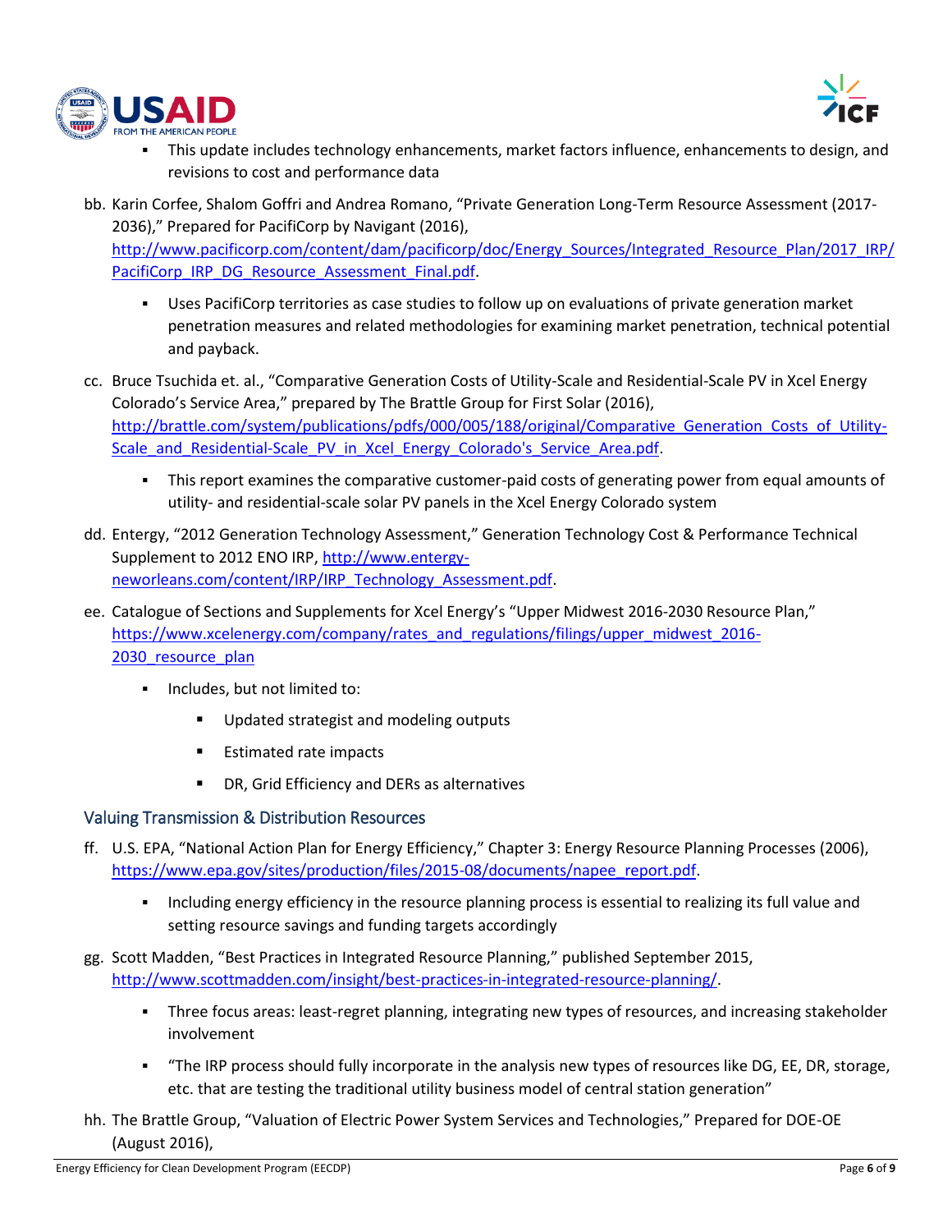- This update includes technology enhancements, market factors influence, enhancements to design, and revisions to cost and performance data

bb. Karin Corfee, Shalom Goffri and Andrea Romano, "Private Generation Long-Term Resource Assessment (2017-2036)," Prepared for PacifiCorp by Navigant (2016), http://www.pacificorp.com/content/dam/pacificorp/doc/Energy_Sources/Integrated_Resource_Plan/2017_IRP/PacifiCorp_IRP_DG_Resource_Assessment_Final.pdf.

- Uses PacifiCorp territories as case studies to follow up on evaluations of private generation market penetration measures and related methodologies for examining market penetration, technical potential and payback.

cc. Bruce Tsuchida et. al., "Comparative Generation Costs of Utility-Scale and Residential-Scale PV in Xcel Energy Colorado's Service Area," prepared by The Brattle Group for First Solar (2016), http://brattle.com/system/publications/pdfs/000/005/188/original/Comparative_Generation_Costs_of_Utility-Scale_and_Residential-Scale_PV_in_Xcel_Energy_Colorado's_Service_Area.pdf.

- This report examines the comparative customer-paid costs of generating power from equal amounts of utility- and residential-scale solar PV panels in the Xcel Energy Colorado system

dd. Entergy, "2012 Generation Technology Assessment," Generation Technology Cost & Performance Technical Supplement to 2012 ENO IRP, http://www.entergy-neworleans.com/content/IRP/IRP_Technology_Assessment.pdf.

ee. Catalogue of Sections and Supplements for Xcel Energy's "Upper Midwest 2016-2030 Resource Plan," https://www.xcelenergy.com/company/rates_and_regulations/filings/upper_midwest_2016-2030_resource_plan

- Includes, but not limited to:
  - Updated strategist and modeling outputs
  - Estimated rate impacts
  - DR, Grid Efficiency and DERs as alternatives

## Valuing Transmission & Distribution Resources

ff. U.S. EPA, "National Action Plan for Energy Efficiency," Chapter 3: Energy Resource Planning Processes (2006), https://www.epa.gov/sites/production/files/2015-08/documents/napee_report.pdf.

- Including energy efficiency in the resource planning process is essential to realizing its full value and setting resource savings and funding targets accordingly

gg. Scott Madden, "Best Practices in Integrated Resource Planning," published September 2015, http://www.scottmadden.com/insight/best-practices-in-integrated-resource-planning/.

- Three focus areas: least-regret planning, integrating new types of resources, and increasing stakeholder involvement
- "The IRP process should fully incorporate in the analysis new types of resources like DG, EE, DR, storage, etc. that are testing the traditional utility business model of central station generation"

hh. The Brattle Group, "Valuation of Electric Power System Services and Technologies," Prepared for DOE-OE (August 2016),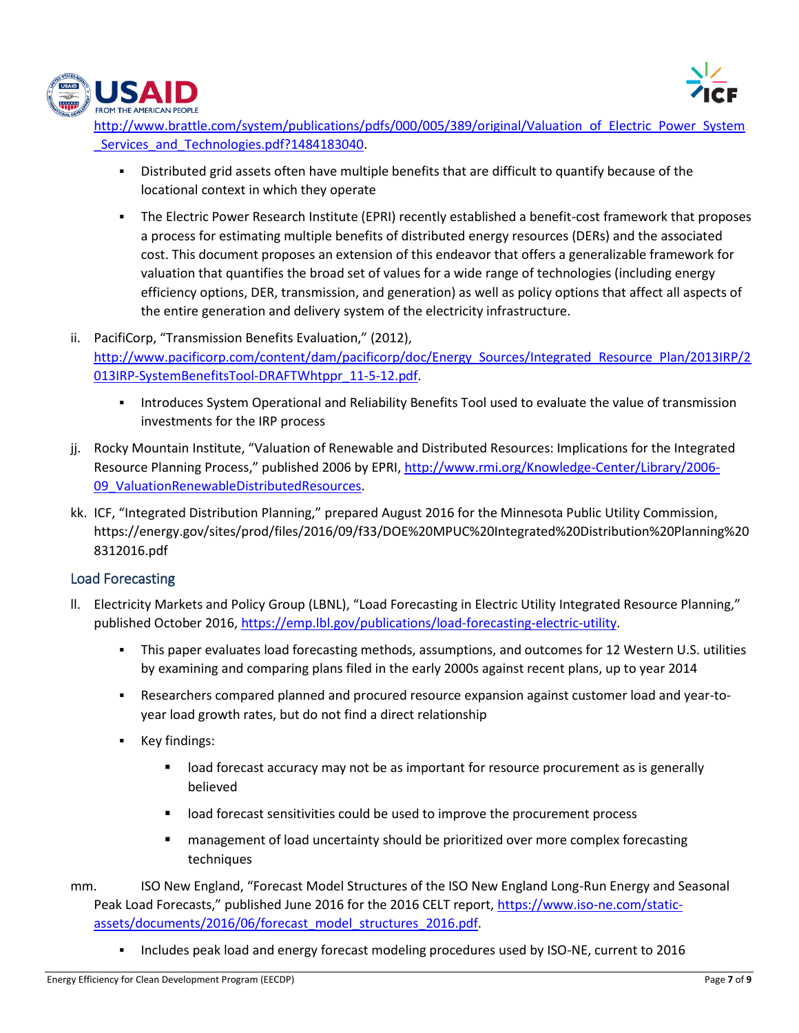http://www.brattle.com/system/publications/pdfs/000/005/389/original/Valuation_of_Electric_Power_System_Services_and_Technologies.pdf?1484183040.

- Distributed grid assets often have multiple benefits that are difficult to quantify because of the locational context in which they operate
- The Electric Power Research Institute (EPRI) recently established a benefit-cost framework that proposes a process for estimating multiple benefits of distributed energy resources (DERs) and the associated cost. This document proposes an extension of this endeavor that offers a generalizable framework for valuation that quantifies the broad set of values for a wide range of technologies (including energy efficiency options, DER, transmission, and generation) as well as policy options that affect all aspects of the entire generation and delivery system of the electricity infrastructure.

ii. PacifiCorp, "Transmission Benefits Evaluation," (2012), http://www.pacificorp.com/content/dam/pacificorp/doc/Energy_Sources/Integrated_Resource_Plan/2013IRP/2013IRP-SystemBenefitsTool-DRAFTWhtppr_11-5-12.pdf.

- Introduces System Operational and Reliability Benefits Tool used to evaluate the value of transmission investments for the IRP process

jj. Rocky Mountain Institute, "Valuation of Renewable and Distributed Resources: Implications for the Integrated Resource Planning Process," published 2006 by EPRI, http://www.rmi.org/Knowledge-Center/Library/2006-09_ValuationRenewableDistributedResources.

kk. ICF, "Integrated Distribution Planning," prepared August 2016 for the Minnesota Public Utility Commission, https://energy.gov/sites/prod/files/2016/09/f33/DOE%20MPUC%20Integrated%20Distribution%20Planning%208312016.pdf

## Load Forecasting

ll. Electricity Markets and Policy Group (LBNL), "Load Forecasting in Electric Utility Integrated Resource Planning," published October 2016, https://emp.lbl.gov/publications/load-forecasting-electric-utility.

- This paper evaluates load forecasting methods, assumptions, and outcomes for 12 Western U.S. utilities by examining and comparing plans filed in the early 2000s against recent plans, up to year 2014
- Researchers compared planned and procured resource expansion against customer load and year-to-year load growth rates, but do not find a direct relationship
- Key findings:
  - load forecast accuracy may not be as important for resource procurement as is generally believed
  - load forecast sensitivities could be used to improve the procurement process
  - management of load uncertainty should be prioritized over more complex forecasting techniques

mm. ISO New England, "Forecast Model Structures of the ISO New England Long-Run Energy and Seasonal Peak Load Forecasts," published June 2016 for the 2016 CELT report, https://www.iso-ne.com/static-assets/documents/2016/06/forecast_model_structures_2016.pdf.

- Includes peak load and energy forecast modeling procedures used by ISO-NE, current to 2016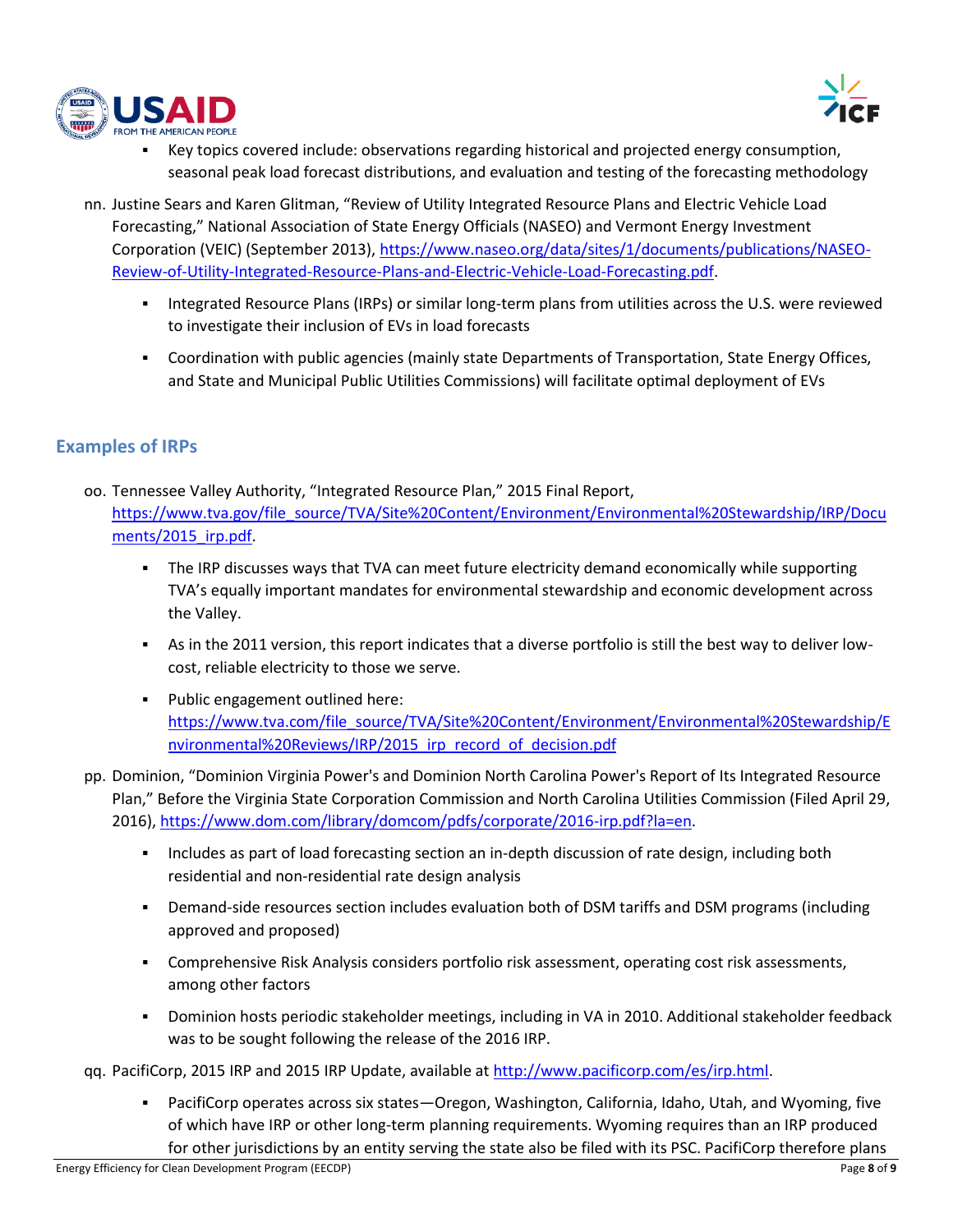- Key topics covered include: observations regarding historical and projected energy consumption, seasonal peak load forecast distributions, and evaluation and testing of the forecasting methodology

nn. Justine Sears and Karen Glitman, "Review of Utility Integrated Resource Plans and Electric Vehicle Load Forecasting," National Association of State Energy Officials (NASEO) and Vermont Energy Investment Corporation (VEIC) (September 2013), https://www.naseo.org/data/sites/1/documents/publications/NASEO-Review-of-Utility-Integrated-Resource-Plans-and-Electric-Vehicle-Load-Forecasting.pdf.

- Integrated Resource Plans (IRPs) or similar long-term plans from utilities across the U.S. were reviewed to investigate their inclusion of EVs in load forecasts
- Coordination with public agencies (mainly state Departments of Transportation, State Energy Offices, and State and Municipal Public Utilities Commissions) will facilitate optimal deployment of EVs

## Examples of IRPs

oo. Tennessee Valley Authority, "Integrated Resource Plan," 2015 Final Report, https://www.tva.gov/file_source/TVA/Site%20Content/Environment/Environmental%20Stewardship/IRP/Documents/2015_irp.pdf.

- The IRP discusses ways that TVA can meet future electricity demand economically while supporting TVA's equally important mandates for environmental stewardship and economic development across the Valley.
- As in the 2011 version, this report indicates that a diverse portfolio is still the best way to deliver low-cost, reliable electricity to those we serve.
- Public engagement outlined here: https://www.tva.com/file_source/TVA/Site%20Content/Environment/Environmental%20Stewardship/Environmental%20Reviews/IRP/2015_irp_record_of_decision.pdf

pp. Dominion, "Dominion Virginia Power's and Dominion North Carolina Power's Report of Its Integrated Resource Plan," Before the Virginia State Corporation Commission and North Carolina Utilities Commission (Filed April 29, 2016), https://www.dom.com/library/domcom/pdfs/corporate/2016-irp.pdf?la=en.

- Includes as part of load forecasting section an in-depth discussion of rate design, including both residential and non-residential rate design analysis
- Demand-side resources section includes evaluation both of DSM tariffs and DSM programs (including approved and proposed)
- Comprehensive Risk Analysis considers portfolio risk assessment, operating cost risk assessments, among other factors
- Dominion hosts periodic stakeholder meetings, including in VA in 2010. Additional stakeholder feedback was to be sought following the release of the 2016 IRP.

qq. PacifiCorp, 2015 IRP and 2015 IRP Update, available at http://www.pacificorp.com/es/irp.html.

- PacifiCorp operates across six states—Oregon, Washington, California, Idaho, Utah, and Wyoming, five of which have IRP or other long-term planning requirements. Wyoming requires than an IRP produced for other jurisdictions by an entity serving the state also be filed with its PSC. PacifiCorp therefore plans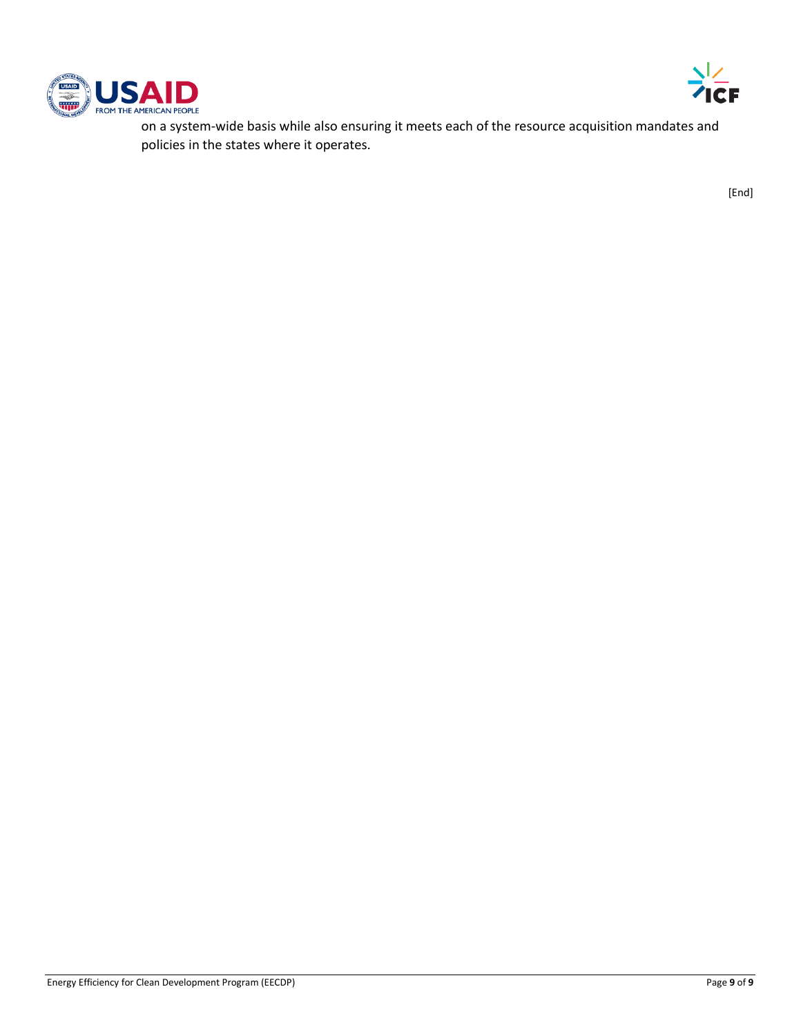on a system-wide basis while also ensuring it meets each of the resource acquisition mandates and policies in the states where it operates.

[End]